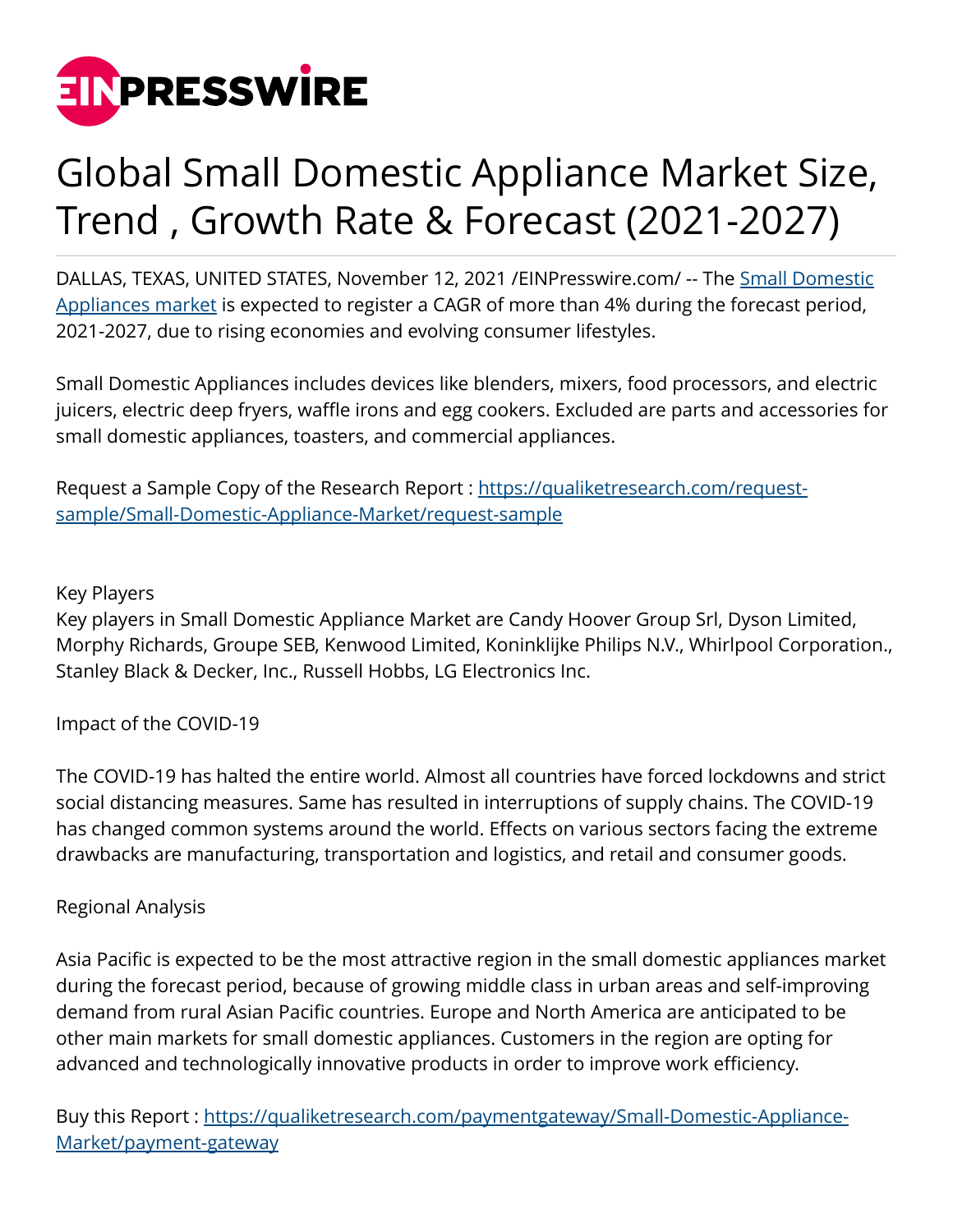# Global Small Domestic Appliance Market Size, Trend , Growth Rate & Forecast (2021-2027)

DALLAS, TEXAS, UNITED STATES, November 12, 2021 /EINPresswire.com/ -- The Small Domestic Appliances market is expected to register a CAGR of more than 4% during the forecast period, 2021-2027, due to rising economies and evolving consumer lifestyles.

Small Domestic Appliances includes devices like blenders, mixers, food processors, and electric juicers, electric deep fryers, waffle irons and egg cookers. Excluded are parts and accessories for small domestic appliances, toasters, and commercial appliances.

Request a Sample Copy of the Research Report : https://qualiketresearch.com/request-sample/Small-Domestic-Appliance-Market/request-sample

Key Players
Key players in Small Domestic Appliance Market are Candy Hoover Group Srl, Dyson Limited, Morphy Richards, Groupe SEB, Kenwood Limited, Koninklijke Philips N.V., Whirlpool Corporation., Stanley Black & Decker, Inc., Russell Hobbs, LG Electronics Inc.

Impact of the COVID-19

The COVID-19 has halted the entire world. Almost all countries have forced lockdowns and strict social distancing measures. Same has resulted in interruptions of supply chains. The COVID-19 has changed common systems around the world. Effects on various sectors facing the extreme drawbacks are manufacturing, transportation and logistics, and retail and consumer goods.

Regional Analysis

Asia Pacific is expected to be the most attractive region in the small domestic appliances market during the forecast period, because of growing middle class in urban areas and self-improving demand from rural Asian Pacific countries. Europe and North America are anticipated to be other main markets for small domestic appliances. Customers in the region are opting for advanced and technologically innovative products in order to improve work efficiency.

Buy this Report : https://qualiketresearch.com/paymentgateway/Small-Domestic-Appliance-Market/payment-gateway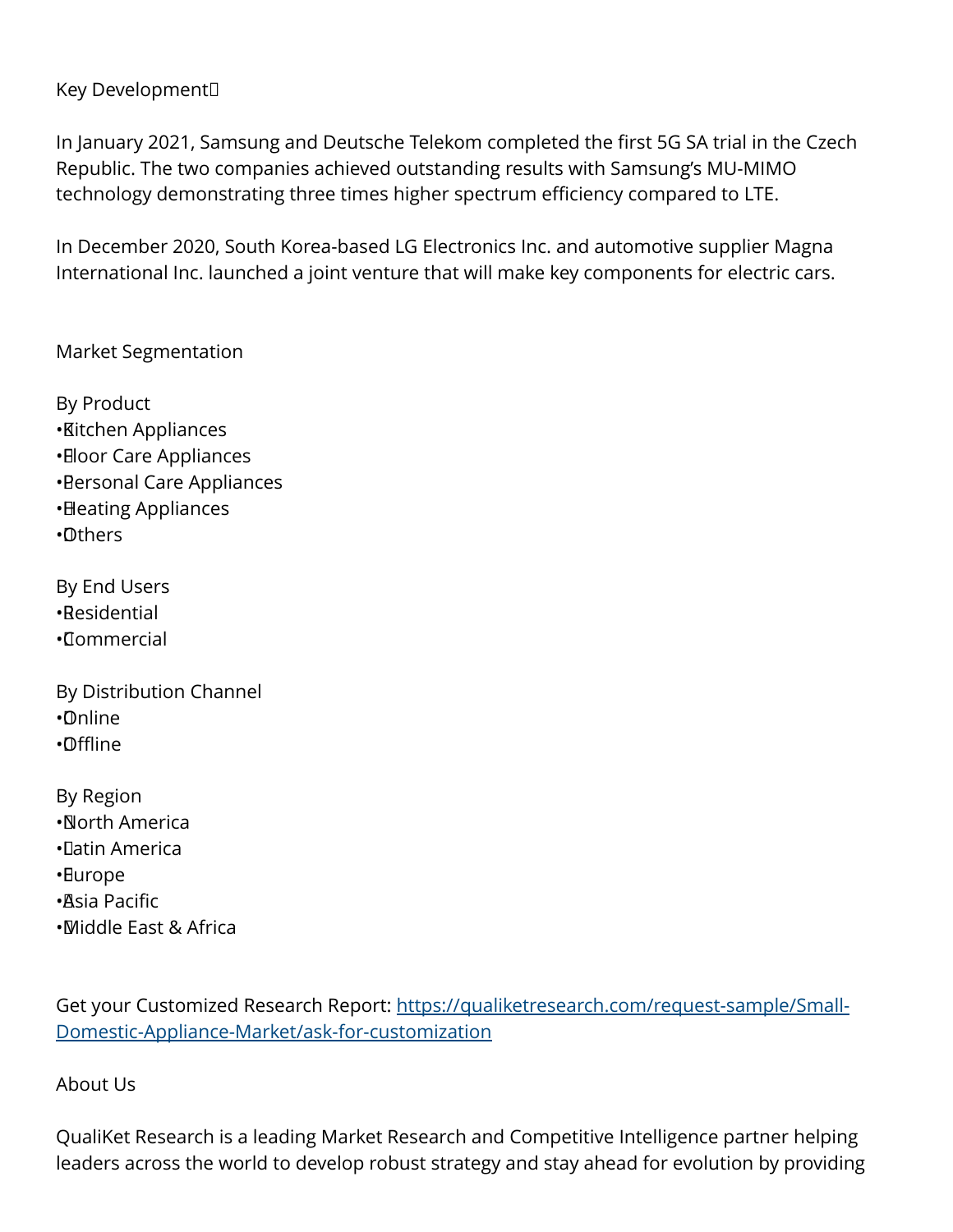Key Development

In January 2021, Samsung and Deutsche Telekom completed the first 5G SA trial in the Czech Republic. The two companies achieved outstanding results with Samsung's MU-MIMO technology demonstrating three times higher spectrum efficiency compared to LTE.

In December 2020, South Korea-based LG Electronics Inc. and automotive supplier Magna International Inc. launched a joint venture that will make key components for electric cars.

Market Segmentation

By Product
- Kitchen Appliances
- Floor Care Appliances
- Personal Care Appliances
- Heating Appliances
- Others

By End Users
- Residential
- Commercial

By Distribution Channel
- Online
- Offline

By Region
- North America
- Latin America
- Europe
- Asia Pacific
- Middle East & Africa

Get your Customized Research Report: https://qualiketresearch.com/request-sample/Small-Domestic-Appliance-Market/ask-for-customization

About Us

QualiKet Research is a leading Market Research and Competitive Intelligence partner helping leaders across the world to develop robust strategy and stay ahead for evolution by providing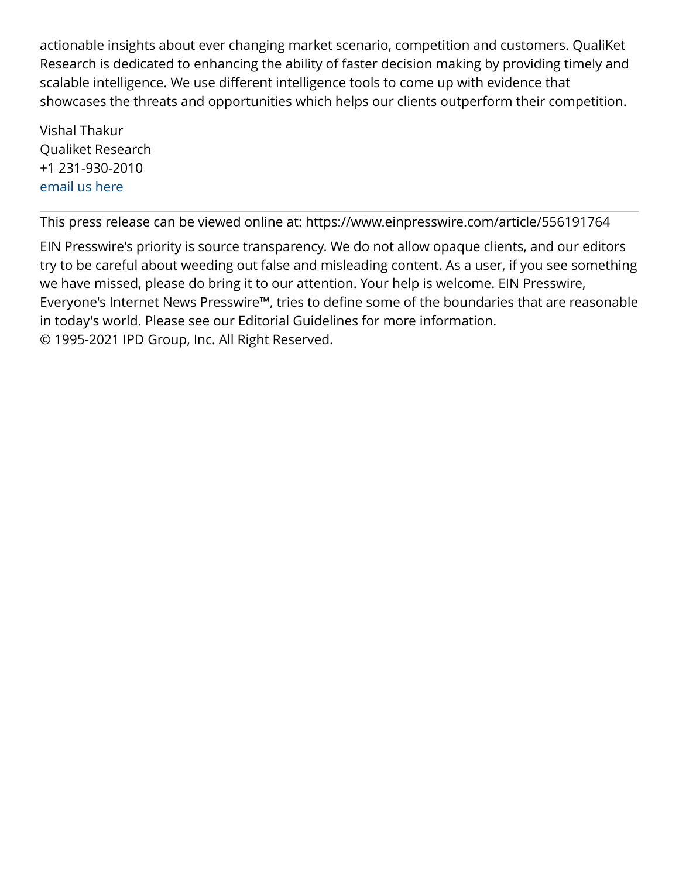actionable insights about ever changing market scenario, competition and customers. QualiKet Research is dedicated to enhancing the ability of faster decision making by providing timely and scalable intelligence. We use different intelligence tools to come up with evidence that showcases the threats and opportunities which helps our clients outperform their competition.

Vishal Thakur
Qualiket Research
+1 231-930-2010
email us here

---

This press release can be viewed online at: https://www.einpresswire.com/article/556191764

EIN Presswire's priority is source transparency. We do not allow opaque clients, and our editors try to be careful about weeding out false and misleading content. As a user, if you see something we have missed, please do bring it to our attention. Your help is welcome. EIN Presswire, Everyone's Internet News Presswire™, tries to define some of the boundaries that are reasonable in today's world. Please see our Editorial Guidelines for more information.
© 1995-2021 IPD Group, Inc. All Right Reserved.